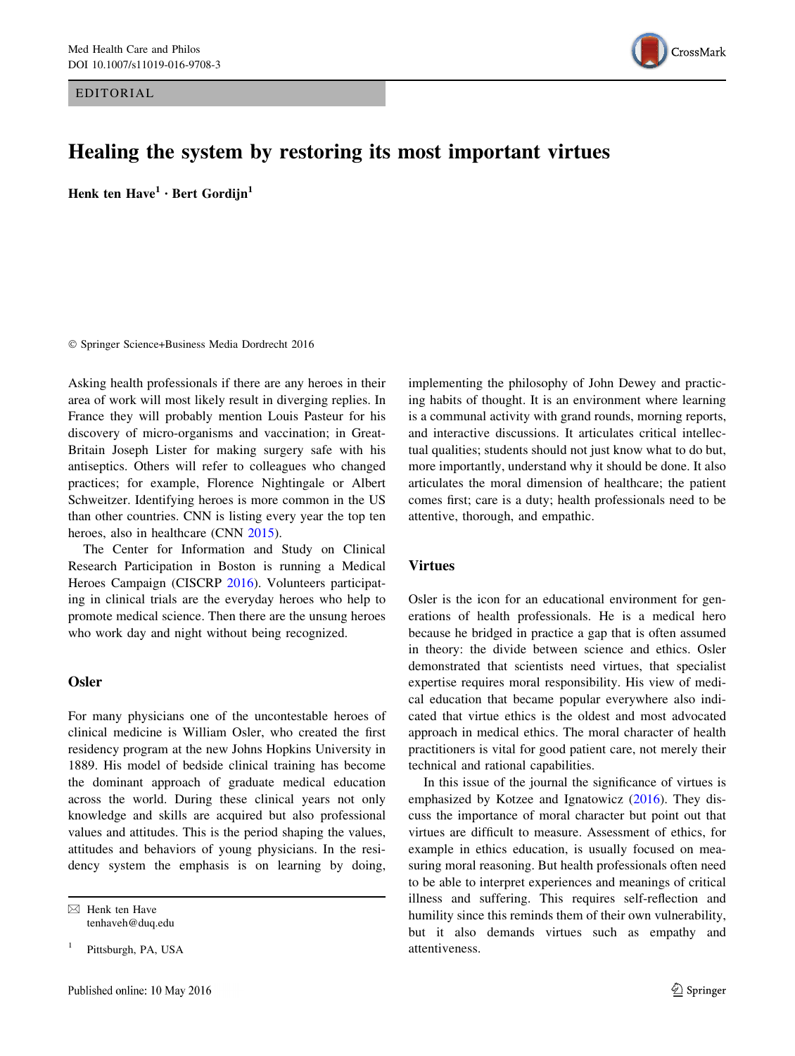EDITORIAL

# Healing the system by restoring its most important virtues

**Henk ten Have[1] · Bert Gordijn[1]**

© Springer Science+Business Media Dordrecht 2016

Asking health professionals if there are any heroes in their area of work will most likely result in diverging replies. In France they will probably mention Louis Pasteur for his discovery of micro-organisms and vaccination; in Great-Britain Joseph Lister for making surgery safe with his antiseptics. Others will refer to colleagues who changed practices; for example, Florence Nightingale or Albert Schweitzer. Identifying heroes is more common in the US than other countries. CNN is listing every year the top ten heroes, also in healthcare (CNN 2015).

The Center for Information and Study on Clinical Research Participation in Boston is running a Medical Heroes Campaign (CISCRP 2016). Volunteers participating in clinical trials are the everyday heroes who help to promote medical science. Then there are the unsung heroes who work day and night without being recognized.

## Osler

For many physicians one of the uncontestable heroes of clinical medicine is William Osler, who created the first residency program at the new Johns Hopkins University in 1889. His model of bedside clinical training has become the dominant approach of graduate medical education across the world. During these clinical years not only knowledge and skills are acquired but also professional values and attitudes. This is the period shaping the values, attitudes and behaviors of young physicians. In the residency system the emphasis is on learning by doing, implementing the philosophy of John Dewey and practicing habits of thought. It is an environment where learning is a communal activity with grand rounds, morning reports, and interactive discussions. It articulates critical intellectual qualities; students should not just know what to do but, more importantly, understand why it should be done. It also articulates the moral dimension of healthcare; the patient comes first; care is a duty; health professionals need to be attentive, thorough, and empathic.

## Virtues

Osler is the icon for an educational environment for generations of health professionals. He is a medical hero because he bridged in practice a gap that is often assumed in theory: the divide between science and ethics. Osler demonstrated that scientists need virtues, that specialist expertise requires moral responsibility. His view of medical education that became popular everywhere also indicated that virtue ethics is the oldest and most advocated approach in medical ethics. The moral character of health practitioners is vital for good patient care, not merely their technical and rational capabilities.

In this issue of the journal the significance of virtues is emphasized by Kotzee and Ignatowicz (2016). They discuss the importance of moral character but point out that virtues are difficult to measure. Assessment of ethics, for example in ethics education, is usually focused on measuring moral reasoning. But health professionals often need to be able to interpret experiences and meanings of critical illness and suffering. This requires self-reflection and humility since this reminds them of their own vulnerability, but it also demands virtues such as empathy and attentiveness.

---

✉ Henk ten Have
tenhaveh@duq.edu

[1] Pittsburgh, PA, USA

Published online: 10 May 2016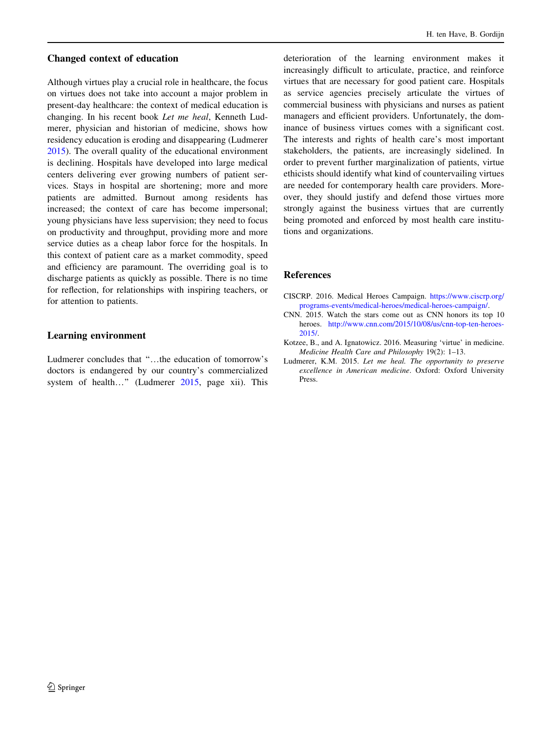## Changed context of education

Although virtues play a crucial role in healthcare, the focus on virtues does not take into account a major problem in present-day healthcare: the context of medical education is changing. In his recent book *Let me heal*, Kenneth Ludmerer, physician and historian of medicine, shows how residency education is eroding and disappearing (Ludmerer 2015). The overall quality of the educational environment is declining. Hospitals have developed into large medical centers delivering ever growing numbers of patient services. Stays in hospital are shortening; more and more patients are admitted. Burnout among residents has increased; the context of care has become impersonal; young physicians have less supervision; they need to focus on productivity and throughput, providing more and more service duties as a cheap labor force for the hospitals. In this context of patient care as a market commodity, speed and efficiency are paramount. The overriding goal is to discharge patients as quickly as possible. There is no time for reflection, for relationships with inspiring teachers, or for attention to patients.

## Learning environment

Ludmerer concludes that "…the education of tomorrow's doctors is endangered by our country's commercialized system of health…" (Ludmerer 2015, page xii). This deterioration of the learning environment makes it increasingly difficult to articulate, practice, and reinforce virtues that are necessary for good patient care. Hospitals as service agencies precisely articulate the virtues of commercial business with physicians and nurses as patient managers and efficient providers. Unfortunately, the dominance of business virtues comes with a significant cost. The interests and rights of health care's most important stakeholders, the patients, are increasingly sidelined. In order to prevent further marginalization of patients, virtue ethicists should identify what kind of countervailing virtues are needed for contemporary health care providers. Moreover, they should justify and defend those virtues more strongly against the business virtues that are currently being promoted and enforced by most health care institutions and organizations.

## References

CISCRP. 2016. Medical Heroes Campaign. https://www.ciscrp.org/programs-events/medical-heroes/medical-heroes-campaign/.

CNN. 2015. Watch the stars come out as CNN honors its top 10 heroes. http://www.cnn.com/2015/10/08/us/cnn-top-ten-heroes-2015/.

Kotzee, B., and A. Ignatowicz. 2016. Measuring 'virtue' in medicine. *Medicine Health Care and Philosophy* 19(2): 1–13.

Ludmerer, K.M. 2015. *Let me heal. The opportunity to preserve excellence in American medicine*. Oxford: Oxford University Press.